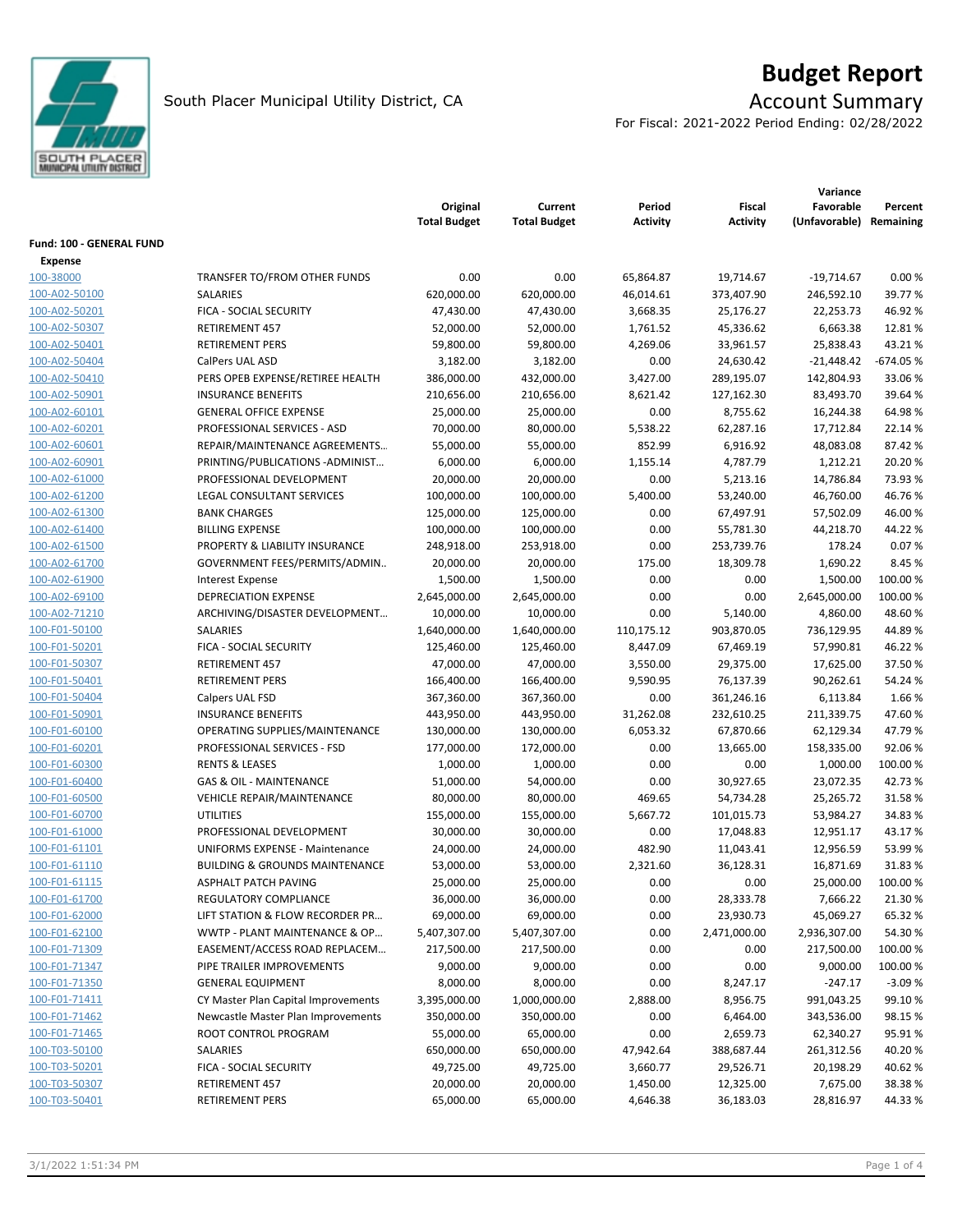# Budget Report

South Placer Municipal Utility District, CA

## Account Summary

For Fiscal: 2021-2022 Period Ending: 02/28/2022

| | | Original Total Budget | Current Total Budget | Period Activity | Fiscal Activity | Variance Favorable (Unfavorable) | Percent Remaining |
|---|---|---|---|---|---|---|---|
| **Fund: 100 - GENERAL FUND** | | | | | | | |
| **Expense** | | | | | | | |
| 100-38000 | TRANSFER TO/FROM OTHER FUNDS | 0.00 | 0.00 | 65,864.87 | 19,714.67 | -19,714.67 | 0.00 % |
| 100-A02-50100 | SALARIES | 620,000.00 | 620,000.00 | 46,014.61 | 373,407.90 | 246,592.10 | 39.77 % |
| 100-A02-50201 | FICA - SOCIAL SECURITY | 47,430.00 | 47,430.00 | 3,668.35 | 25,176.27 | 22,253.73 | 46.92 % |
| 100-A02-50307 | RETIREMENT 457 | 52,000.00 | 52,000.00 | 1,761.52 | 45,336.62 | 6,663.38 | 12.81 % |
| 100-A02-50401 | RETIREMENT PERS | 59,800.00 | 59,800.00 | 4,269.06 | 33,961.57 | 25,838.43 | 43.21 % |
| 100-A02-50404 | CalPers UAL ASD | 3,182.00 | 3,182.00 | 0.00 | 24,630.42 | -21,448.42 | -674.05 % |
| 100-A02-50410 | PERS OPEB EXPENSE/RETIREE HEALTH | 386,000.00 | 432,000.00 | 3,427.00 | 289,195.07 | 142,804.93 | 33.06 % |
| 100-A02-50901 | INSURANCE BENEFITS | 210,656.00 | 210,656.00 | 8,621.42 | 127,162.30 | 83,493.70 | 39.64 % |
| 100-A02-60101 | GENERAL OFFICE EXPENSE | 25,000.00 | 25,000.00 | 0.00 | 8,755.62 | 16,244.38 | 64.98 % |
| 100-A02-60201 | PROFESSIONAL SERVICES - ASD | 70,000.00 | 80,000.00 | 5,538.22 | 62,287.16 | 17,712.84 | 22.14 % |
| 100-A02-60601 | REPAIR/MAINTENANCE AGREEMENTS… | 55,000.00 | 55,000.00 | 852.99 | 6,916.92 | 48,083.08 | 87.42 % |
| 100-A02-60901 | PRINTING/PUBLICATIONS -ADMINIST… | 6,000.00 | 6,000.00 | 1,155.14 | 4,787.79 | 1,212.21 | 20.20 % |
| 100-A02-61000 | PROFESSIONAL DEVELOPMENT | 20,000.00 | 20,000.00 | 0.00 | 5,213.16 | 14,786.84 | 73.93 % |
| 100-A02-61200 | LEGAL CONSULTANT SERVICES | 100,000.00 | 100,000.00 | 5,400.00 | 53,240.00 | 46,760.00 | 46.76 % |
| 100-A02-61300 | BANK CHARGES | 125,000.00 | 125,000.00 | 0.00 | 67,497.91 | 57,502.09 | 46.00 % |
| 100-A02-61400 | BILLING EXPENSE | 100,000.00 | 100,000.00 | 0.00 | 55,781.30 | 44,218.70 | 44.22 % |
| 100-A02-61500 | PROPERTY & LIABILITY INSURANCE | 248,918.00 | 253,918.00 | 0.00 | 253,739.76 | 178.24 | 0.07 % |
| 100-A02-61700 | GOVERNMENT FEES/PERMITS/ADMIN.. | 20,000.00 | 20,000.00 | 175.00 | 18,309.78 | 1,690.22 | 8.45 % |
| 100-A02-61900 | Interest Expense | 1,500.00 | 1,500.00 | 0.00 | 0.00 | 1,500.00 | 100.00 % |
| 100-A02-69100 | DEPRECIATION EXPENSE | 2,645,000.00 | 2,645,000.00 | 0.00 | 0.00 | 2,645,000.00 | 100.00 % |
| 100-A02-71210 | ARCHIVING/DISASTER DEVELOPMENT… | 10,000.00 | 10,000.00 | 0.00 | 5,140.00 | 4,860.00 | 48.60 % |
| 100-F01-50100 | SALARIES | 1,640,000.00 | 1,640,000.00 | 110,175.12 | 903,870.05 | 736,129.95 | 44.89 % |
| 100-F01-50201 | FICA - SOCIAL SECURITY | 125,460.00 | 125,460.00 | 8,447.09 | 67,469.19 | 57,990.81 | 46.22 % |
| 100-F01-50307 | RETIREMENT 457 | 47,000.00 | 47,000.00 | 3,550.00 | 29,375.00 | 17,625.00 | 37.50 % |
| 100-F01-50401 | RETIREMENT PERS | 166,400.00 | 166,400.00 | 9,590.95 | 76,137.39 | 90,262.61 | 54.24 % |
| 100-F01-50404 | Calpers UAL FSD | 367,360.00 | 367,360.00 | 0.00 | 361,246.16 | 6,113.84 | 1.66 % |
| 100-F01-50901 | INSURANCE BENEFITS | 443,950.00 | 443,950.00 | 31,262.08 | 232,610.25 | 211,339.75 | 47.60 % |
| 100-F01-60100 | OPERATING SUPPLIES/MAINTENANCE | 130,000.00 | 130,000.00 | 6,053.32 | 67,870.66 | 62,129.34 | 47.79 % |
| 100-F01-60201 | PROFESSIONAL SERVICES - FSD | 177,000.00 | 172,000.00 | 0.00 | 13,665.00 | 158,335.00 | 92.06 % |
| 100-F01-60300 | RENTS & LEASES | 1,000.00 | 1,000.00 | 0.00 | 0.00 | 1,000.00 | 100.00 % |
| 100-F01-60400 | GAS & OIL - MAINTENANCE | 51,000.00 | 54,000.00 | 0.00 | 30,927.65 | 23,072.35 | 42.73 % |
| 100-F01-60500 | VEHICLE REPAIR/MAINTENANCE | 80,000.00 | 80,000.00 | 469.65 | 54,734.28 | 25,265.72 | 31.58 % |
| 100-F01-60700 | UTILITIES | 155,000.00 | 155,000.00 | 5,667.72 | 101,015.73 | 53,984.27 | 34.83 % |
| 100-F01-61000 | PROFESSIONAL DEVELOPMENT | 30,000.00 | 30,000.00 | 0.00 | 17,048.83 | 12,951.17 | 43.17 % |
| 100-F01-61101 | UNIFORMS EXPENSE - Maintenance | 24,000.00 | 24,000.00 | 482.90 | 11,043.41 | 12,956.59 | 53.99 % |
| 100-F01-61110 | BUILDING & GROUNDS MAINTENANCE | 53,000.00 | 53,000.00 | 2,321.60 | 36,128.31 | 16,871.69 | 31.83 % |
| 100-F01-61115 | ASPHALT PATCH PAVING | 25,000.00 | 25,000.00 | 0.00 | 0.00 | 25,000.00 | 100.00 % |
| 100-F01-61700 | REGULATORY COMPLIANCE | 36,000.00 | 36,000.00 | 0.00 | 28,333.78 | 7,666.22 | 21.30 % |
| 100-F01-62000 | LIFT STATION & FLOW RECORDER PR… | 69,000.00 | 69,000.00 | 0.00 | 23,930.73 | 45,069.27 | 65.32 % |
| 100-F01-62100 | WWTP - PLANT MAINTENANCE & OP… | 5,407,307.00 | 5,407,307.00 | 0.00 | 2,471,000.00 | 2,936,307.00 | 54.30 % |
| 100-F01-71309 | EASEMENT/ACCESS ROAD REPLACEM… | 217,500.00 | 217,500.00 | 0.00 | 0.00 | 217,500.00 | 100.00 % |
| 100-F01-71347 | PIPE TRAILER IMPROVEMENTS | 9,000.00 | 9,000.00 | 0.00 | 0.00 | 9,000.00 | 100.00 % |
| 100-F01-71350 | GENERAL EQUIPMENT | 8,000.00 | 8,000.00 | 0.00 | 8,247.17 | -247.17 | -3.09 % |
| 100-F01-71411 | CY Master Plan Capital Improvements | 3,395,000.00 | 1,000,000.00 | 2,888.00 | 8,956.75 | 991,043.25 | 99.10 % |
| 100-F01-71462 | Newcastle Master Plan Improvements | 350,000.00 | 350,000.00 | 0.00 | 6,464.00 | 343,536.00 | 98.15 % |
| 100-F01-71465 | ROOT CONTROL PROGRAM | 55,000.00 | 65,000.00 | 0.00 | 2,659.73 | 62,340.27 | 95.91 % |
| 100-T03-50100 | SALARIES | 650,000.00 | 650,000.00 | 47,942.64 | 388,687.44 | 261,312.56 | 40.20 % |
| 100-T03-50201 | FICA - SOCIAL SECURITY | 49,725.00 | 49,725.00 | 3,660.77 | 29,526.71 | 20,198.29 | 40.62 % |
| 100-T03-50307 | RETIREMENT 457 | 20,000.00 | 20,000.00 | 1,450.00 | 12,325.00 | 7,675.00 | 38.38 % |
| 100-T03-50401 | RETIREMENT PERS | 65,000.00 | 65,000.00 | 4,646.38 | 36,183.03 | 28,816.97 | 44.33 % |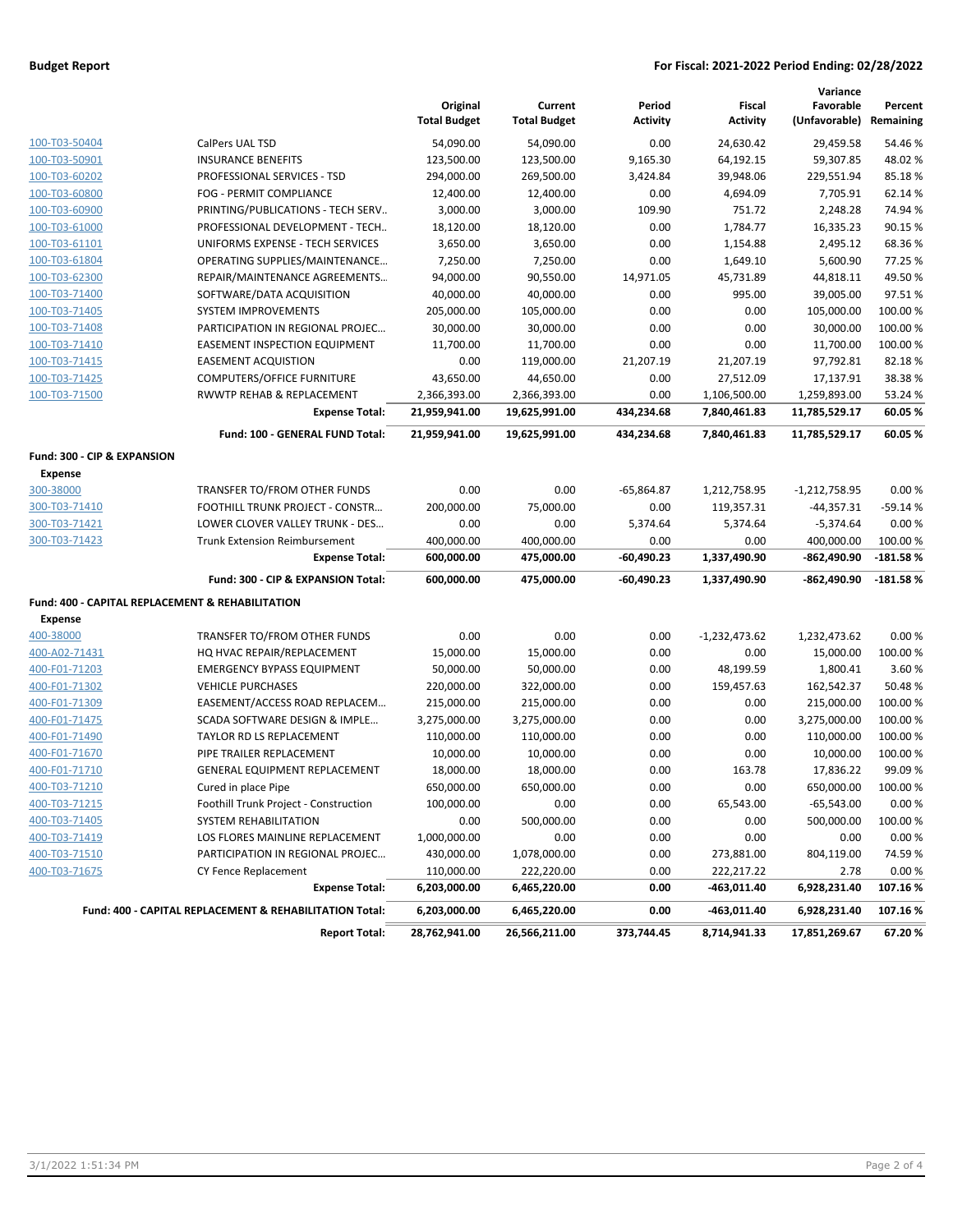**Budget Report** — For Fiscal: 2021-2022 Period Ending: 02/28/2022

| | | Original Total Budget | Current Total Budget | Period Activity | Fiscal Activity | Variance Favorable (Unfavorable) | Percent Remaining |
|---|---|---|---|---|---|---|---|
| 100-T03-50404 | CalPers UAL TSD | 54,090.00 | 54,090.00 | 0.00 | 24,630.42 | 29,459.58 | 54.46 % |
| 100-T03-50901 | INSURANCE BENEFITS | 123,500.00 | 123,500.00 | 9,165.30 | 64,192.15 | 59,307.85 | 48.02 % |
| 100-T03-60202 | PROFESSIONAL SERVICES - TSD | 294,000.00 | 269,500.00 | 3,424.84 | 39,948.06 | 229,551.94 | 85.18 % |
| 100-T03-60800 | FOG - PERMIT COMPLIANCE | 12,400.00 | 12,400.00 | 0.00 | 4,694.09 | 7,705.91 | 62.14 % |
| 100-T03-60900 | PRINTING/PUBLICATIONS - TECH SERV.. | 3,000.00 | 3,000.00 | 109.90 | 751.72 | 2,248.28 | 74.94 % |
| 100-T03-61000 | PROFESSIONAL DEVELOPMENT - TECH.. | 18,120.00 | 18,120.00 | 0.00 | 1,784.77 | 16,335.23 | 90.15 % |
| 100-T03-61101 | UNIFORMS EXPENSE - TECH SERVICES | 3,650.00 | 3,650.00 | 0.00 | 1,154.88 | 2,495.12 | 68.36 % |
| 100-T03-61804 | OPERATING SUPPLIES/MAINTENANCE... | 7,250.00 | 7,250.00 | 0.00 | 1,649.10 | 5,600.90 | 77.25 % |
| 100-T03-62300 | REPAIR/MAINTENANCE AGREEMENTS... | 94,000.00 | 90,550.00 | 14,971.05 | 45,731.89 | 44,818.11 | 49.50 % |
| 100-T03-71400 | SOFTWARE/DATA ACQUISITION | 40,000.00 | 40,000.00 | 0.00 | 995.00 | 39,005.00 | 97.51 % |
| 100-T03-71405 | SYSTEM IMPROVEMENTS | 205,000.00 | 105,000.00 | 0.00 | 0.00 | 105,000.00 | 100.00 % |
| 100-T03-71408 | PARTICIPATION IN REGIONAL PROJEC... | 30,000.00 | 30,000.00 | 0.00 | 0.00 | 30,000.00 | 100.00 % |
| 100-T03-71410 | EASEMENT INSPECTION EQUIPMENT | 11,700.00 | 11,700.00 | 0.00 | 0.00 | 11,700.00 | 100.00 % |
| 100-T03-71415 | EASEMENT ACQUISTION | 0.00 | 119,000.00 | 21,207.19 | 21,207.19 | 97,792.81 | 82.18 % |
| 100-T03-71425 | COMPUTERS/OFFICE FURNITURE | 43,650.00 | 44,650.00 | 0.00 | 27,512.09 | 17,137.91 | 38.38 % |
| 100-T03-71500 | RWWTP REHAB & REPLACEMENT | 2,366,393.00 | 2,366,393.00 | 0.00 | 1,106,500.00 | 1,259,893.00 | 53.24 % |
| | **Expense Total:** | **21,959,941.00** | **19,625,991.00** | **434,234.68** | **7,840,461.83** | **11,785,529.17** | **60.05 %** |
| | **Fund: 100 - GENERAL FUND Total:** | **21,959,941.00** | **19,625,991.00** | **434,234.68** | **7,840,461.83** | **11,785,529.17** | **60.05 %** |
| **Fund: 300 - CIP & EXPANSION** | | | | | | | |
| **Expense** | | | | | | | |
| 300-38000 | TRANSFER TO/FROM OTHER FUNDS | 0.00 | 0.00 | -65,864.87 | 1,212,758.95 | -1,212,758.95 | 0.00 % |
| 300-T03-71410 | FOOTHILL TRUNK PROJECT - CONSTR... | 200,000.00 | 75,000.00 | 0.00 | 119,357.31 | -44,357.31 | -59.14 % |
| 300-T03-71421 | LOWER CLOVER VALLEY TRUNK - DES... | 0.00 | 0.00 | 5,374.64 | 5,374.64 | -5,374.64 | 0.00 % |
| 300-T03-71423 | Trunk Extension Reimbursement | 400,000.00 | 400,000.00 | 0.00 | 0.00 | 400,000.00 | 100.00 % |
| | **Expense Total:** | **600,000.00** | **475,000.00** | **-60,490.23** | **1,337,490.90** | **-862,490.90** | **-181.58 %** |
| | **Fund: 300 - CIP & EXPANSION Total:** | **600,000.00** | **475,000.00** | **-60,490.23** | **1,337,490.90** | **-862,490.90** | **-181.58 %** |
| **Fund: 400 - CAPITAL REPLACEMENT & REHABILITATION** | | | | | | | |
| **Expense** | | | | | | | |
| 400-38000 | TRANSFER TO/FROM OTHER FUNDS | 0.00 | 0.00 | 0.00 | -1,232,473.62 | 1,232,473.62 | 0.00 % |
| 400-A02-71431 | HQ HVAC REPAIR/REPLACEMENT | 15,000.00 | 15,000.00 | 0.00 | 0.00 | 15,000.00 | 100.00 % |
| 400-F01-71203 | EMERGENCY BYPASS EQUIPMENT | 50,000.00 | 50,000.00 | 0.00 | 48,199.59 | 1,800.41 | 3.60 % |
| 400-F01-71302 | VEHICLE PURCHASES | 220,000.00 | 322,000.00 | 0.00 | 159,457.63 | 162,542.37 | 50.48 % |
| 400-F01-71309 | EASEMENT/ACCESS ROAD REPLACEM... | 215,000.00 | 215,000.00 | 0.00 | 0.00 | 215,000.00 | 100.00 % |
| 400-F01-71475 | SCADA SOFTWARE DESIGN & IMPLE... | 3,275,000.00 | 3,275,000.00 | 0.00 | 0.00 | 3,275,000.00 | 100.00 % |
| 400-F01-71490 | TAYLOR RD LS REPLACEMENT | 110,000.00 | 110,000.00 | 0.00 | 0.00 | 110,000.00 | 100.00 % |
| 400-F01-71670 | PIPE TRAILER REPLACEMENT | 10,000.00 | 10,000.00 | 0.00 | 0.00 | 10,000.00 | 100.00 % |
| 400-F01-71710 | GENERAL EQUIPMENT REPLACEMENT | 18,000.00 | 18,000.00 | 0.00 | 163.78 | 17,836.22 | 99.09 % |
| 400-T03-71210 | Cured in place Pipe | 650,000.00 | 650,000.00 | 0.00 | 0.00 | 650,000.00 | 100.00 % |
| 400-T03-71215 | Foothill Trunk Project - Construction | 100,000.00 | 0.00 | 0.00 | 65,543.00 | -65,543.00 | 0.00 % |
| 400-T03-71405 | SYSTEM REHABILITATION | 0.00 | 500,000.00 | 0.00 | 0.00 | 500,000.00 | 100.00 % |
| 400-T03-71419 | LOS FLORES MAINLINE REPLACEMENT | 1,000,000.00 | 0.00 | 0.00 | 0.00 | 0.00 | 0.00 % |
| 400-T03-71510 | PARTICIPATION IN REGIONAL PROJEC... | 430,000.00 | 1,078,000.00 | 0.00 | 273,881.00 | 804,119.00 | 74.59 % |
| 400-T03-71675 | CY Fence Replacement | 110,000.00 | 222,220.00 | 0.00 | 222,217.22 | 2.78 | 0.00 % |
| | **Expense Total:** | **6,203,000.00** | **6,465,220.00** | **0.00** | **-463,011.40** | **6,928,231.40** | **107.16 %** |
| | **Fund: 400 - CAPITAL REPLACEMENT & REHABILITATION Total:** | **6,203,000.00** | **6,465,220.00** | **0.00** | **-463,011.40** | **6,928,231.40** | **107.16 %** |
| | **Report Total:** | **28,762,941.00** | **26,566,211.00** | **373,744.45** | **8,714,941.33** | **17,851,269.67** | **67.20 %** |

3/1/2022 1:51:34 PM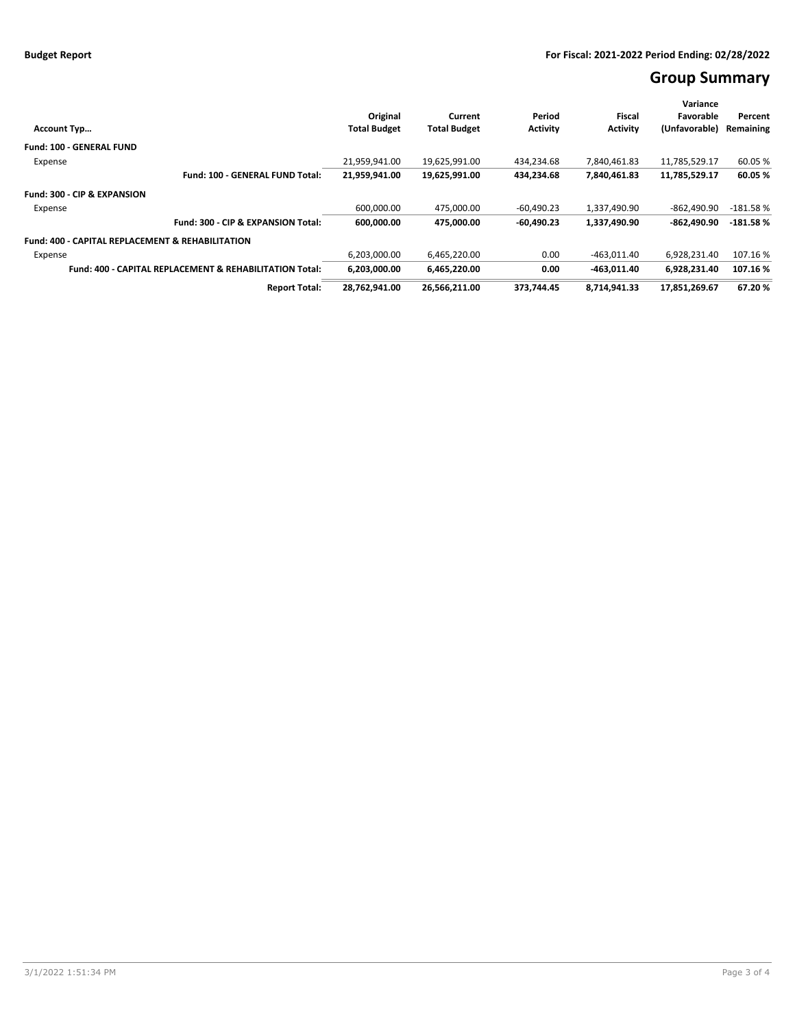**Budget Report** — For Fiscal: 2021-2022 Period Ending: 02/28/2022

# Group Summary

| Account Typ… | Original Total Budget | Current Total Budget | Period Activity | Fiscal Activity | Variance Favorable (Unfavorable) | Percent Remaining |
|---|---|---|---|---|---|---|
| **Fund: 100 - GENERAL FUND** | | | | | | |
| Expense | 21,959,941.00 | 19,625,991.00 | 434,234.68 | 7,840,461.83 | 11,785,529.17 | 60.05 % |
| **Fund: 100 - GENERAL FUND Total:** | **21,959,941.00** | **19,625,991.00** | **434,234.68** | **7,840,461.83** | **11,785,529.17** | **60.05 %** |
| **Fund: 300 - CIP & EXPANSION** | | | | | | |
| Expense | 600,000.00 | 475,000.00 | -60,490.23 | 1,337,490.90 | -862,490.90 | -181.58 % |
| **Fund: 300 - CIP & EXPANSION Total:** | **600,000.00** | **475,000.00** | **-60,490.23** | **1,337,490.90** | **-862,490.90** | **-181.58 %** |
| **Fund: 400 - CAPITAL REPLACEMENT & REHABILITATION** | | | | | | |
| Expense | 6,203,000.00 | 6,465,220.00 | 0.00 | -463,011.40 | 6,928,231.40 | 107.16 % |
| **Fund: 400 - CAPITAL REPLACEMENT & REHABILITATION Total:** | **6,203,000.00** | **6,465,220.00** | **0.00** | **-463,011.40** | **6,928,231.40** | **107.16 %** |
| **Report Total:** | **28,762,941.00** | **26,566,211.00** | **373,744.45** | **8,714,941.33** | **17,851,269.67** | **67.20 %** |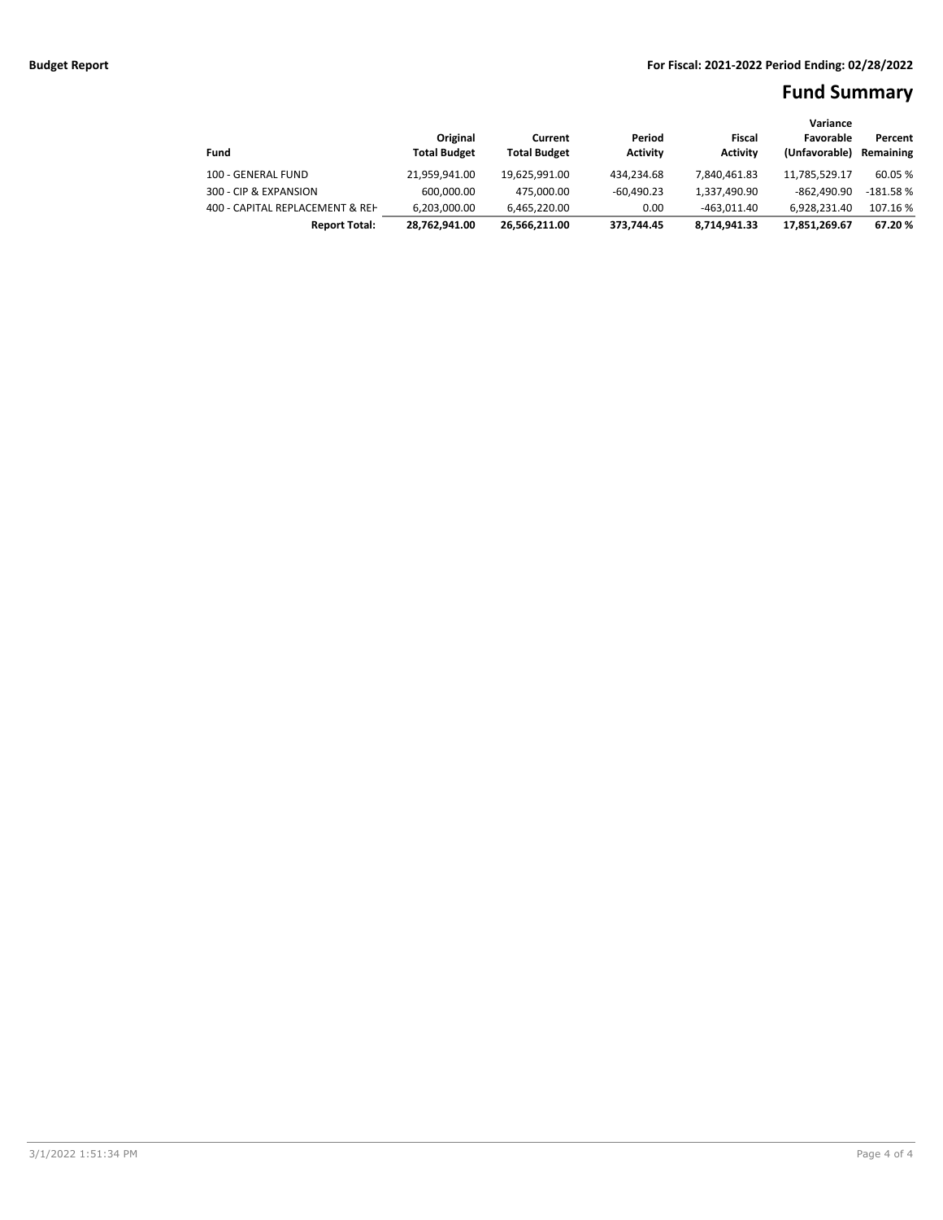**Budget Report**

**For Fiscal: 2021-2022 Period Ending: 02/28/2022**

# Fund Summary

| Fund | Original Total Budget | Current Total Budget | Period Activity | Fiscal Activity | Variance Favorable (Unfavorable) | Percent Remaining |
|---|---|---|---|---|---|---|
| 100 - GENERAL FUND | 21,959,941.00 | 19,625,991.00 | 434,234.68 | 7,840,461.83 | 11,785,529.17 | 60.05 % |
| 300 - CIP & EXPANSION | 600,000.00 | 475,000.00 | -60,490.23 | 1,337,490.90 | -862,490.90 | -181.58 % |
| 400 - CAPITAL REPLACEMENT & REH | 6,203,000.00 | 6,465,220.00 | 0.00 | -463,011.40 | 6,928,231.40 | 107.16 % |
| **Report Total:** | **28,762,941.00** | **26,566,211.00** | **373,744.45** | **8,714,941.33** | **17,851,269.67** | **67.20 %** |

3/1/2022 1:51:34 PM